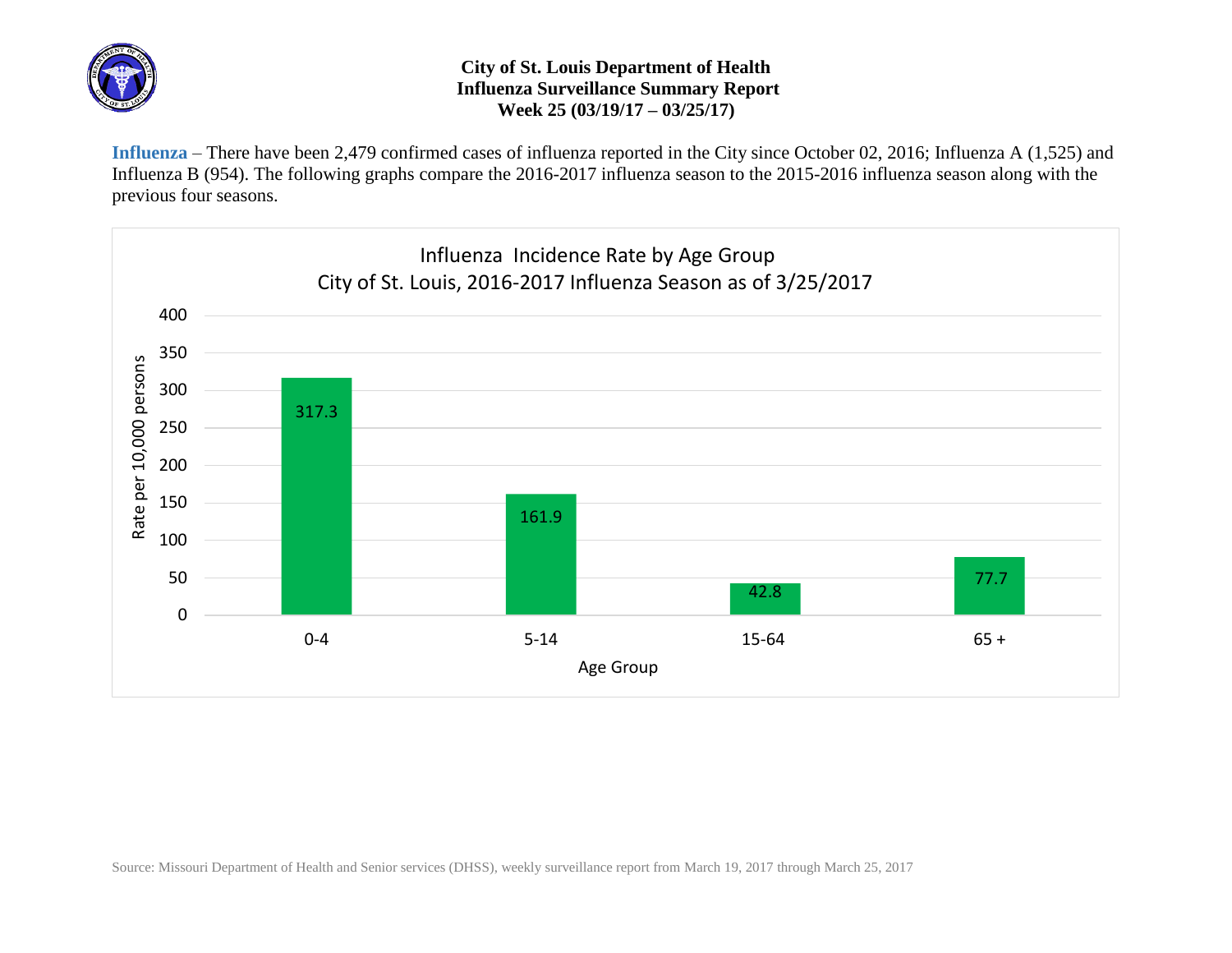# City of St. Louis Department of Health
## Influenza Surveillance Summary Report
## Week 25 (03/19/17 – 03/25/17)

**Influenza** – There have been 2,479 confirmed cases of influenza reported in the City since October 02, 2016; Influenza A (1,525) and Influenza B (954). The following graphs compare the 2016-2017 influenza season to the 2015-2016 influenza season along with the previous four seasons.

**Influenza Incidence Rate by Age Group**
**City of St. Louis, 2016-2017 Influenza Season as of 3/25/2017**

| Age Group | Rate per 10,000 persons |
|---|---|
| 0-4 | 317.3 |
| 5-14 | 161.9 |
| 15-64 | 42.8 |
| 65 + | 77.7 |

Source: Missouri Department of Health and Senior services (DHSS), weekly surveillance report from March 19, 2017 through March 25, 2017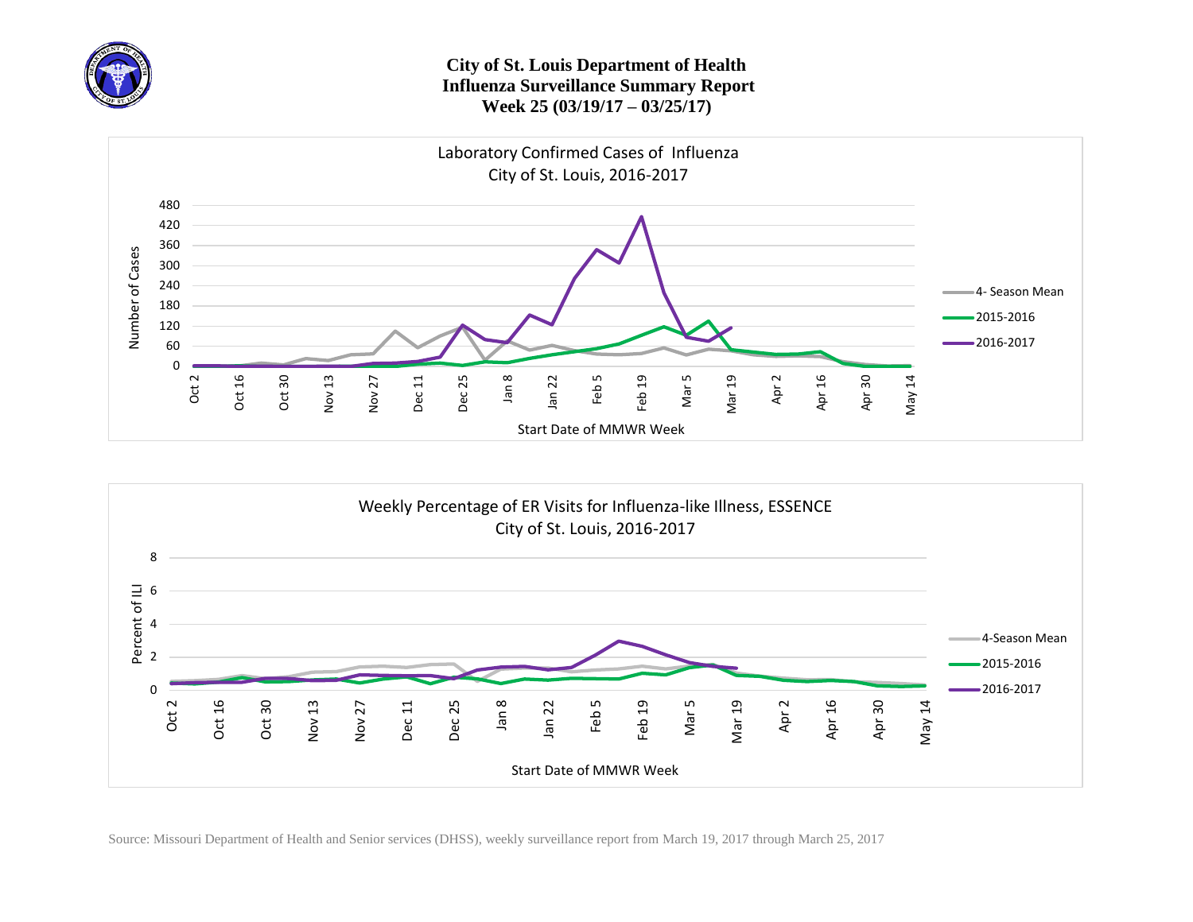# City of St. Louis Department of Health
# Influenza Surveillance Summary Report
# Week 25 (03/19/17 – 03/25/17)

Laboratory Confirmed Cases of Influenza
City of St. Louis, 2016-2017

Number of Cases

480
420
360
300
240
180
120
60
0

Oct 2, Oct 16, Oct 30, Nov 13, Nov 27, Dec 11, Dec 25, Jan 8, Jan 22, Feb 5, Feb 19, Mar 5, Mar 19, Apr 2, Apr 16, Apr 30, May 14

Start Date of MMWR Week

4- Season Mean
2015-2016
2016-2017

Weekly Percentage of ER Visits for Influenza-like Illness, ESSENCE
City of St. Louis, 2016-2017

Percent of ILI

8
6
4
2
0

Oct 2, Oct 16, Oct 30, Nov 13, Nov 27, Dec 11, Dec 25, Jan 8, Jan 22, Feb 5, Feb 19, Mar 5, Mar 19, Apr 2, Apr 16, Apr 30, May 14

Start Date of MMWR Week

4-Season Mean
2015-2016
2016-2017

Source: Missouri Department of Health and Senior services (DHSS), weekly surveillance report from March 19, 2017 through March 25, 2017